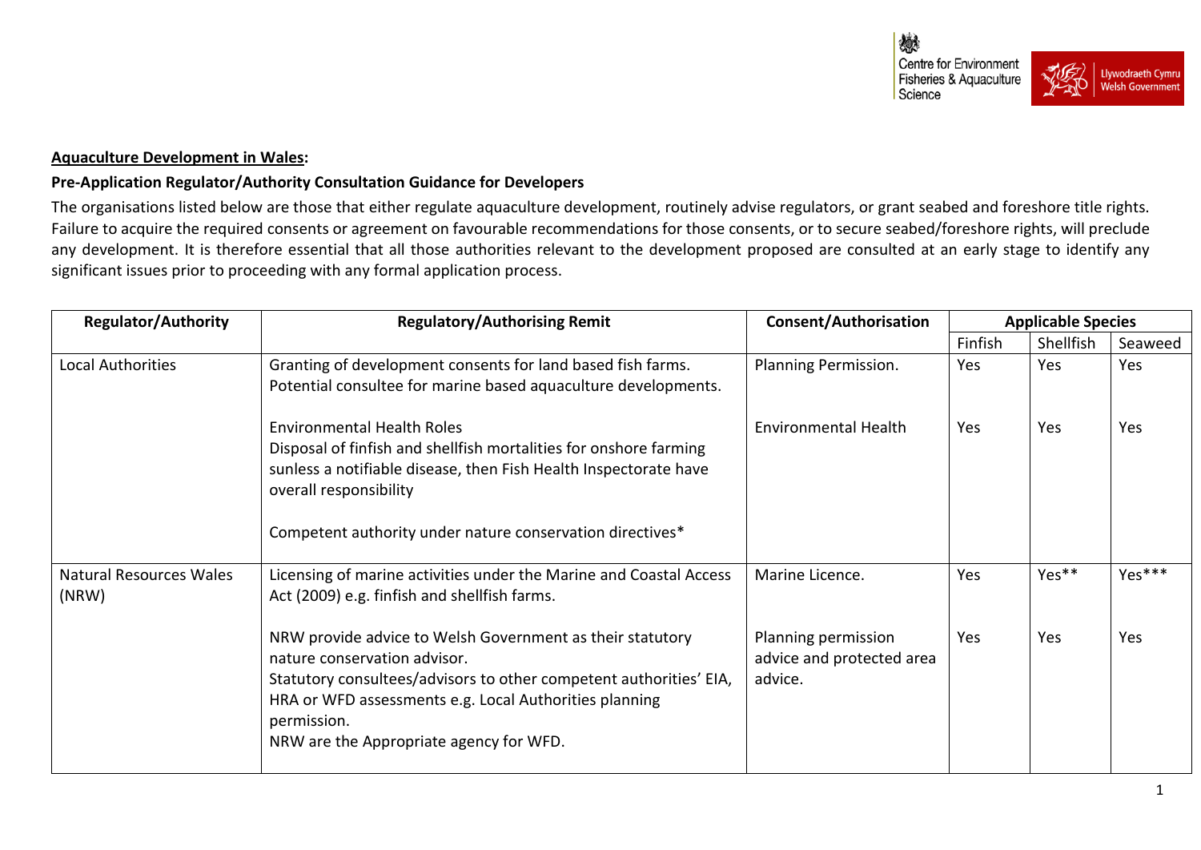**<u>Aquaculture Development in Wales</u>:**

**Pre-Application Regulator/Authority Consultation Guidance for Developers**

The organisations listed below are those that either regulate aquaculture development, routinely advise regulators, or grant seabed and foreshore title rights. Failure to acquire the required consents or agreement on favourable recommendations for those consents, or to secure seabed/foreshore rights, will preclude any development. It is therefore essential that all those authorities relevant to the development proposed are consulted at an early stage to identify any significant issues prior to proceeding with any formal application process.

| Regulator/Authority | Regulatory/Authorising Remit | Consent/Authorisation | Applicable Species | | |
|---|---|---|---|---|---|
| | | | Finfish | Shellfish | Seaweed |
| Local Authorities | Granting of development consents for land based fish farms. Potential consultee for marine based aquaculture developments. | Planning Permission. | Yes | Yes | Yes |
| | Environmental Health Roles<br>Disposal of finfish and shellfish mortalities for onshore farming sunless a notifiable disease, then Fish Health Inspectorate have overall responsibility<br><br>Competent authority under nature conservation directives* | Environmental Health | Yes | Yes | Yes |
| Natural Resources Wales (NRW) | Licensing of marine activities under the Marine and Coastal Access Act (2009) e.g. finfish and shellfish farms. | Marine Licence. | Yes | Yes** | Yes*** |
| | NRW provide advice to Welsh Government as their statutory nature conservation advisor.<br>Statutory consultees/advisors to other competent authorities' EIA, HRA or WFD assessments e.g. Local Authorities planning permission.<br>NRW are the Appropriate agency for WFD. | Planning permission advice and protected area advice. | Yes | Yes | Yes |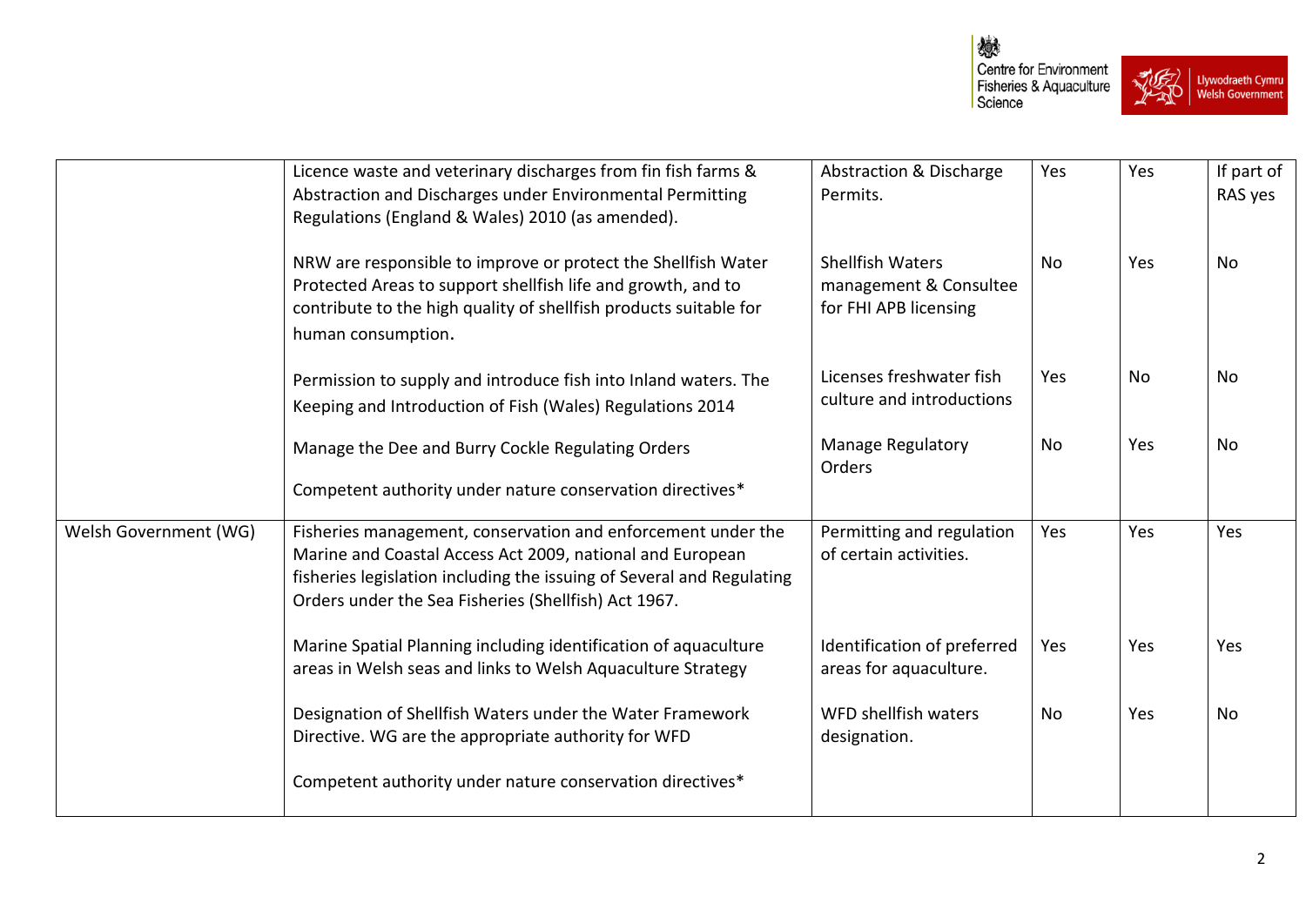| | | | | | |
|---|---|---|---|---|---|
| | Licence waste and veterinary discharges from fin fish farms & Abstraction and Discharges under Environmental Permitting Regulations (England & Wales) 2010 (as amended). | Abstraction & Discharge Permits. | Yes | Yes | If part of RAS yes |
| | NRW are responsible to improve or protect the Shellfish Water Protected Areas to support shellfish life and growth, and to contribute to the high quality of shellfish products suitable for human consumption. | Shellfish Waters management & Consultee for FHI APB licensing | No | Yes | No |
| | Permission to supply and introduce fish into Inland waters. The Keeping and Introduction of Fish (Wales) Regulations 2014 | Licenses freshwater fish culture and introductions | Yes | No | No |
| | Manage the Dee and Burry Cockle Regulating Orders | Manage Regulatory Orders | No | Yes | No |
| | Competent authority under nature conservation directives* | | | | |
| Welsh Government (WG) | Fisheries management, conservation and enforcement under the Marine and Coastal Access Act 2009, national and European fisheries legislation including the issuing of Several and Regulating Orders under the Sea Fisheries (Shellfish) Act 1967. | Permitting and regulation of certain activities. | Yes | Yes | Yes |
| | Marine Spatial Planning including identification of aquaculture areas in Welsh seas and links to Welsh Aquaculture Strategy | Identification of preferred areas for aquaculture. | Yes | Yes | Yes |
| | Designation of Shellfish Waters under the Water Framework Directive. WG are the appropriate authority for WFD | WFD shellfish waters designation. | No | Yes | No |
| | Competent authority under nature conservation directives* | | | | |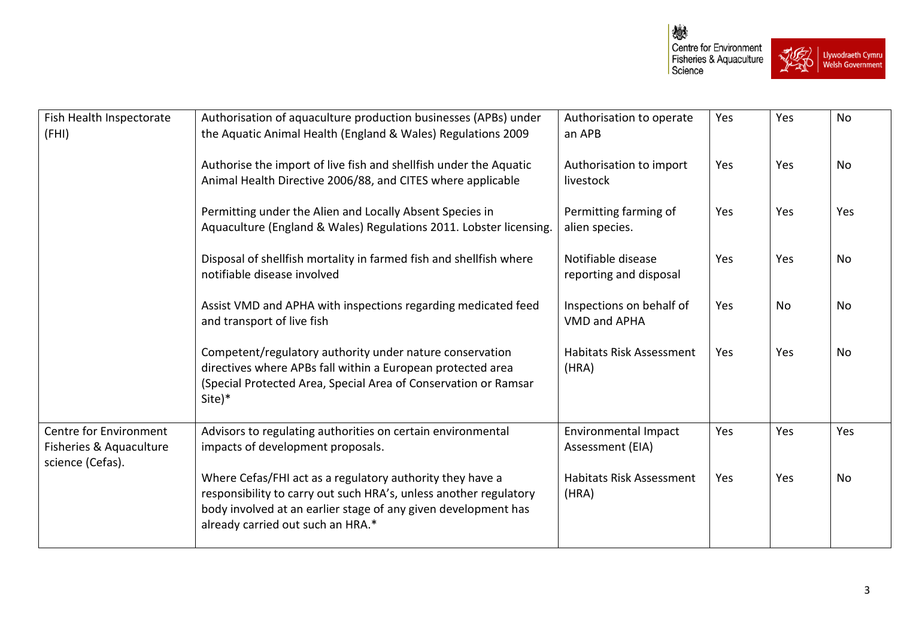| | | | | | |
|---|---|---|---|---|---|
| Fish Health Inspectorate (FHI) | Authorisation of aquaculture production businesses (APBs) under the Aquatic Animal Health (England & Wales) Regulations 2009 | Authorisation to operate an APB | Yes | Yes | No |
| | Authorise the import of live fish and shellfish under the Aquatic Animal Health Directive 2006/88, and CITES where applicable | Authorisation to import livestock | Yes | Yes | No |
| | Permitting under the Alien and Locally Absent Species in Aquaculture (England & Wales) Regulations 2011. Lobster licensing. | Permitting farming of alien species. | Yes | Yes | Yes |
| | Disposal of shellfish mortality in farmed fish and shellfish where notifiable disease involved | Notifiable disease reporting and disposal | Yes | Yes | No |
| | Assist VMD and APHA with inspections regarding medicated feed and transport of live fish | Inspections on behalf of VMD and APHA | Yes | No | No |
| | Competent/regulatory authority under nature conservation directives where APBs fall within a European protected area (Special Protected Area, Special Area of Conservation or Ramsar Site)* | Habitats Risk Assessment (HRA) | Yes | Yes | No |
| Centre for Environment Fisheries & Aquaculture science (Cefas). | Advisors to regulating authorities on certain environmental impacts of development proposals. | Environmental Impact Assessment (EIA) | Yes | Yes | Yes |
| | Where Cefas/FHI act as a regulatory authority they have a responsibility to carry out such HRA's, unless another regulatory body involved at an earlier stage of any given development has already carried out such an HRA.* | Habitats Risk Assessment (HRA) | Yes | Yes | No |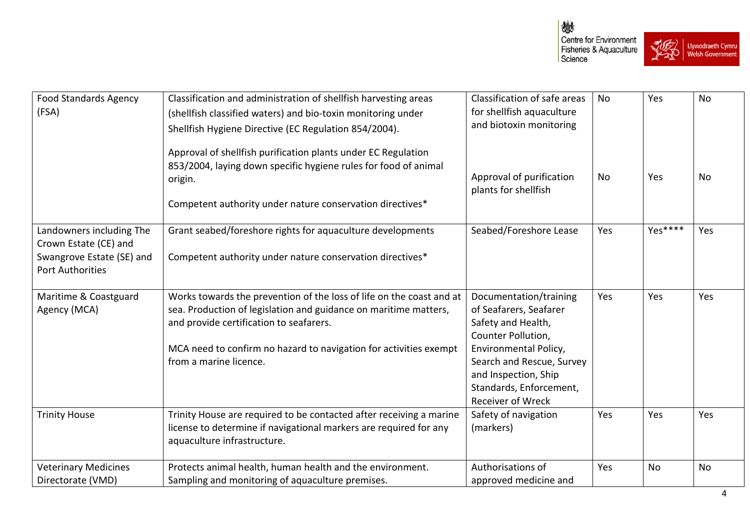| | | | | | |
|---|---|---|---|---|---|
| Food Standards Agency (FSA) | Classification and administration of shellfish harvesting areas (shellfish classified waters) and bio-toxin monitoring under Shellfish Hygiene Directive (EC Regulation 854/2004).<br><br>Approval of shellfish purification plants under EC Regulation 853/2004, laying down specific hygiene rules for food of animal origin.<br><br>Competent authority under nature conservation directives* | Classification of safe areas for shellfish aquaculture and biotoxin monitoring<br><br>Approval of purification plants for shellfish | No<br><br>No | Yes<br><br>Yes | No<br><br>No |
| Landowners including The Crown Estate (CE) and Swangrove Estate (SE) and Port Authorities | Grant seabed/foreshore rights for aquaculture developments<br><br>Competent authority under nature conservation directives* | Seabed/Foreshore Lease | Yes | Yes**** | Yes |
| Maritime & Coastguard Agency (MCA) | Works towards the prevention of the loss of life on the coast and at sea. Production of legislation and guidance on maritime matters, and provide certification to seafarers.<br><br>MCA need to confirm no hazard to navigation for activities exempt from a marine licence. | Documentation/training of Seafarers, Seafarer Safety and Health, Counter Pollution, Environmental Policy, Search and Rescue, Survey and Inspection, Ship Standards, Enforcement, Receiver of Wreck | Yes | Yes | Yes |
| Trinity House | Trinity House are required to be contacted after receiving a marine license to determine if navigational markers are required for any aquaculture infrastructure. | Safety of navigation (markers) | Yes | Yes | Yes |
| Veterinary Medicines Directorate (VMD) | Protects animal health, human health and the environment. Sampling and monitoring of aquaculture premises. | Authorisations of approved medicine and | Yes | No | No |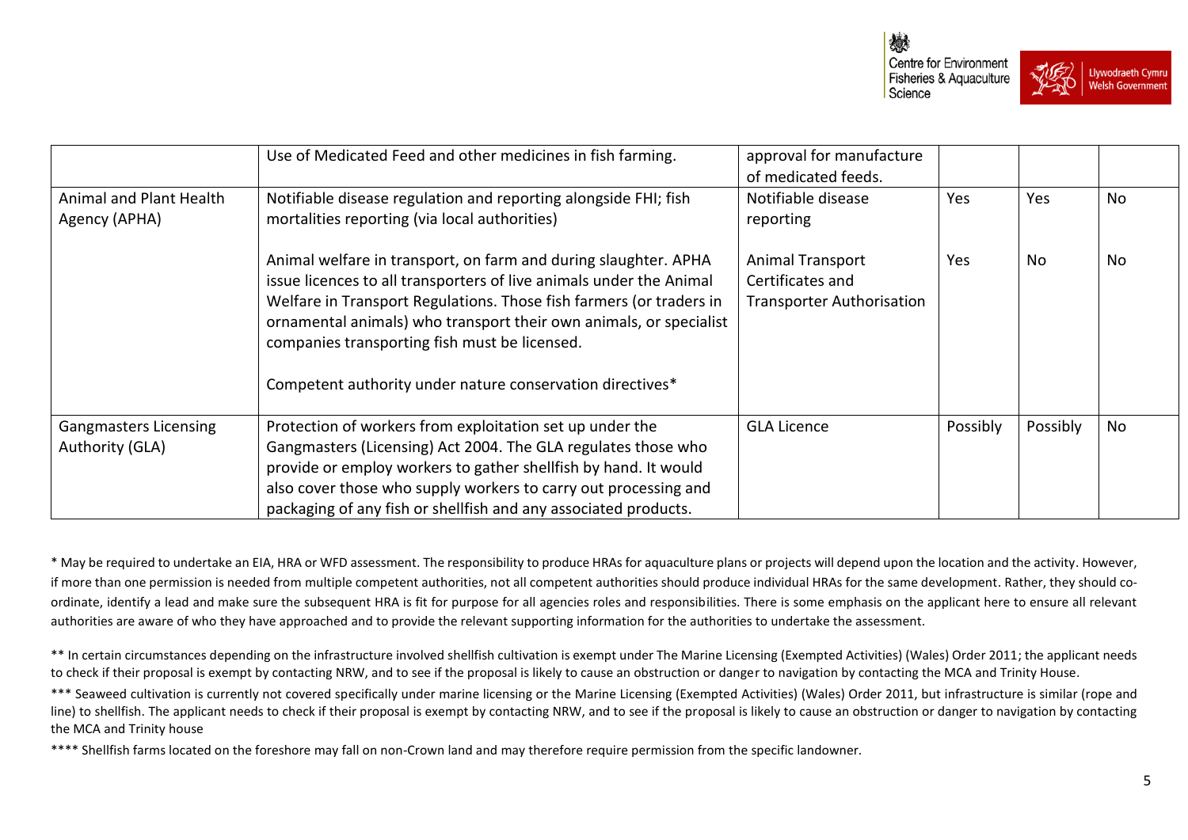| | | | | | |
|---|---|---|---|---|---|
| | Use of Medicated Feed and other medicines in fish farming. | approval for manufacture of medicated feeds. | | | |
| Animal and Plant Health Agency (APHA) | Notifiable disease regulation and reporting alongside FHI; fish mortalities reporting (via local authorities) | Notifiable disease reporting | Yes | Yes | No |
| | Animal welfare in transport, on farm and during slaughter. APHA issue licences to all transporters of live animals under the Animal Welfare in Transport Regulations. Those fish farmers (or traders in ornamental animals) who transport their own animals, or specialist companies transporting fish must be licensed.<br><br>Competent authority under nature conservation directives* | Animal Transport Certificates and Transporter Authorisation | Yes | No | No |
| Gangmasters Licensing Authority (GLA) | Protection of workers from exploitation set up under the Gangmasters (Licensing) Act 2004. The GLA regulates those who provide or employ workers to gather shellfish by hand. It would also cover those who supply workers to carry out processing and packaging of any fish or shellfish and any associated products. | GLA Licence | Possibly | Possibly | No |

* May be required to undertake an EIA, HRA or WFD assessment. The responsibility to produce HRAs for aquaculture plans or projects will depend upon the location and the activity. However, if more than one permission is needed from multiple competent authorities, not all competent authorities should produce individual HRAs for the same development. Rather, they should co-ordinate, identify a lead and make sure the subsequent HRA is fit for purpose for all agencies roles and responsibilities. There is some emphasis on the applicant here to ensure all relevant authorities are aware of who they have approached and to provide the relevant supporting information for the authorities to undertake the assessment.

** In certain circumstances depending on the infrastructure involved shellfish cultivation is exempt under The Marine Licensing (Exempted Activities) (Wales) Order 2011; the applicant needs to check if their proposal is exempt by contacting NRW, and to see if the proposal is likely to cause an obstruction or danger to navigation by contacting the MCA and Trinity House.

*** Seaweed cultivation is currently not covered specifically under marine licensing or the Marine Licensing (Exempted Activities) (Wales) Order 2011, but infrastructure is similar (rope and line) to shellfish. The applicant needs to check if their proposal is exempt by contacting NRW, and to see if the proposal is likely to cause an obstruction or danger to navigation by contacting the MCA and Trinity house

**** Shellfish farms located on the foreshore may fall on non-Crown land and may therefore require permission from the specific landowner.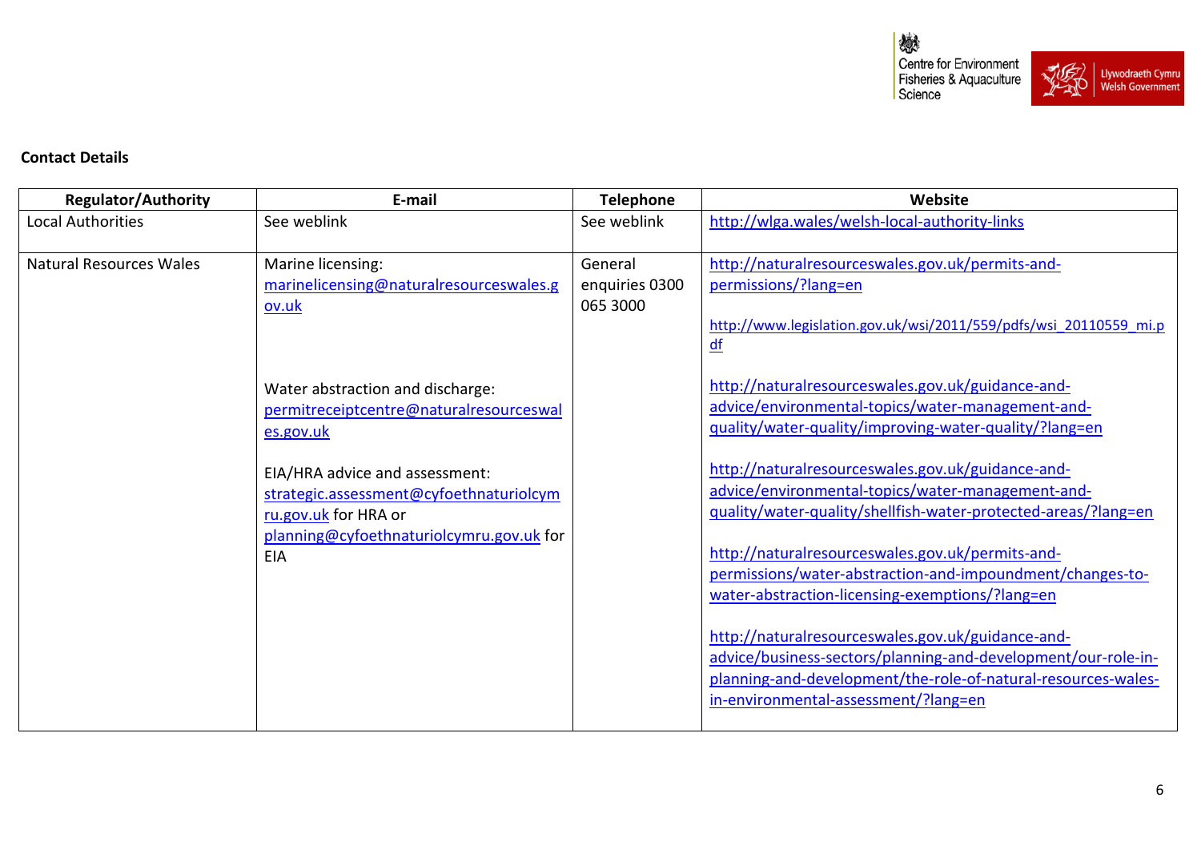**Contact Details**

| Regulator/Authority | E-mail | Telephone | Website |
|---|---|---|---|
| Local Authorities | See weblink | See weblink | http://wlga.wales/welsh-local-authority-links |
| Natural Resources Wales | Marine licensing: marinelicensing@naturalresourceswales.gov.uk<br><br>Water abstraction and discharge: permitreceiptcentre@naturalresourceswales.gov.uk<br><br>EIA/HRA advice and assessment: strategic.assessment@cyfoethnaturiolcymru.gov.uk for HRA or planning@cyfoethnaturiolcymru.gov.uk for EIA | General enquiries 0300 065 3000 | http://naturalresourceswales.gov.uk/permits-and-permissions/?lang=en<br><br>http://www.legislation.gov.uk/wsi/2011/559/pdfs/wsi_20110559_mi.pdf<br><br>http://naturalresourceswales.gov.uk/guidance-and-advice/environmental-topics/water-management-and-quality/water-quality/improving-water-quality/?lang=en<br><br>http://naturalresourceswales.gov.uk/guidance-and-advice/environmental-topics/water-management-and-quality/water-quality/shellfish-water-protected-areas/?lang=en<br><br>http://naturalresourceswales.gov.uk/permits-and-permissions/water-abstraction-and-impoundment/changes-to-water-abstraction-licensing-exemptions/?lang=en<br><br>http://naturalresourceswales.gov.uk/guidance-and-advice/business-sectors/planning-and-development/our-role-in-planning-and-development/the-role-of-natural-resources-wales-in-environmental-assessment/?lang=en |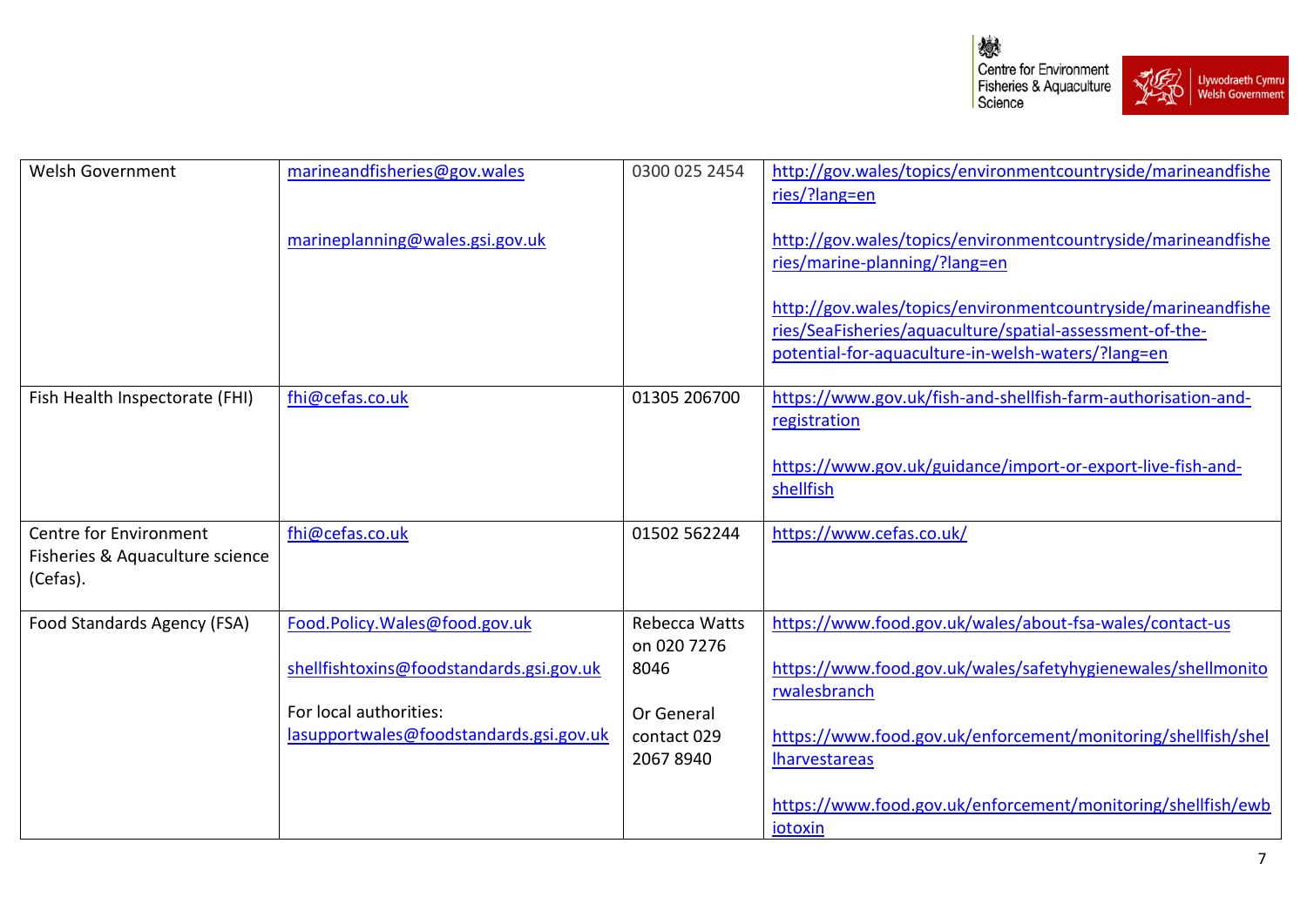| Welsh Government | marineandfisheries@gov.wales<br><br>marineplanning@wales.gsi.gov.uk | 0300 025 2454 | http://gov.wales/topics/environmentcountryside/marineandfisheries/?lang=en<br><br>http://gov.wales/topics/environmentcountryside/marineandfisheries/marine-planning/?lang=en<br><br>http://gov.wales/topics/environmentcountryside/marineandfisheries/SeaFisheries/aquaculture/spatial-assessment-of-the-potential-for-aquaculture-in-welsh-waters/?lang=en |
|---|---|---|---|
| Fish Health Inspectorate (FHI) | fhi@cefas.co.uk | 01305 206700 | https://www.gov.uk/fish-and-shellfish-farm-authorisation-and-registration<br><br>https://www.gov.uk/guidance/import-or-export-live-fish-and-shellfish |
| Centre for Environment Fisheries & Aquaculture science (Cefas). | fhi@cefas.co.uk | 01502 562244 | https://www.cefas.co.uk/ |
| Food Standards Agency (FSA) | Food.Policy.Wales@food.gov.uk<br><br>shellfishtoxins@foodstandards.gsi.gov.uk<br><br>For local authorities: lasupportwales@foodstandards.gsi.gov.uk | Rebecca Watts on 020 7276 8046<br><br>Or General contact 029 2067 8940 | https://www.food.gov.uk/wales/about-fsa-wales/contact-us<br><br>https://www.food.gov.uk/wales/safetyhygienewales/shellmonitorwalesbranch<br><br>https://www.food.gov.uk/enforcement/monitoring/shellfish/shellharvestareas<br><br>https://www.food.gov.uk/enforcement/monitoring/shellfish/ewbiotoxin |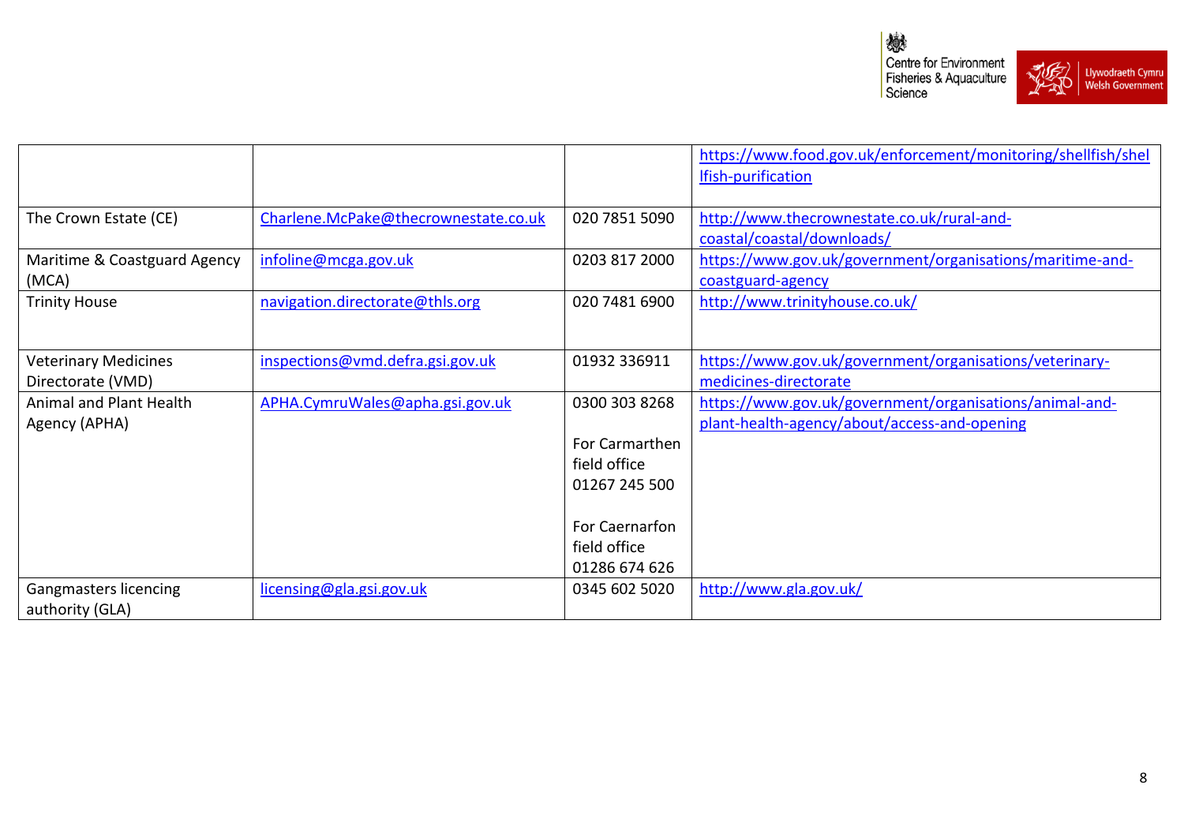| | | | |
|---|---|---|---|
| | | | https://www.food.gov.uk/enforcement/monitoring/shellfish/shellfish-purification |
| The Crown Estate (CE) | Charlene.McPake@thecrownestate.co.uk | 020 7851 5090 | http://www.thecrownestate.co.uk/rural-and-coastal/coastal/downloads/ |
| Maritime & Coastguard Agency (MCA) | infoline@mcga.gov.uk | 0203 817 2000 | https://www.gov.uk/government/organisations/maritime-and-coastguard-agency |
| Trinity House | navigation.directorate@thls.org | 020 7481 6900 | http://www.trinityhouse.co.uk/ |
| Veterinary Medicines Directorate (VMD) | inspections@vmd.defra.gsi.gov.uk | 01932 336911 | https://www.gov.uk/government/organisations/veterinary-medicines-directorate |
| Animal and Plant Health Agency (APHA) | APHA.CymruWales@apha.gsi.gov.uk | 0300 303 8268<br><br>For Carmarthen field office 01267 245 500<br><br>For Caernarfon field office 01286 674 626 | https://www.gov.uk/government/organisations/animal-and-plant-health-agency/about/access-and-opening |
| Gangmasters licencing authority (GLA) | licensing@gla.gsi.gov.uk | 0345 602 5020 | http://www.gla.gov.uk/ |